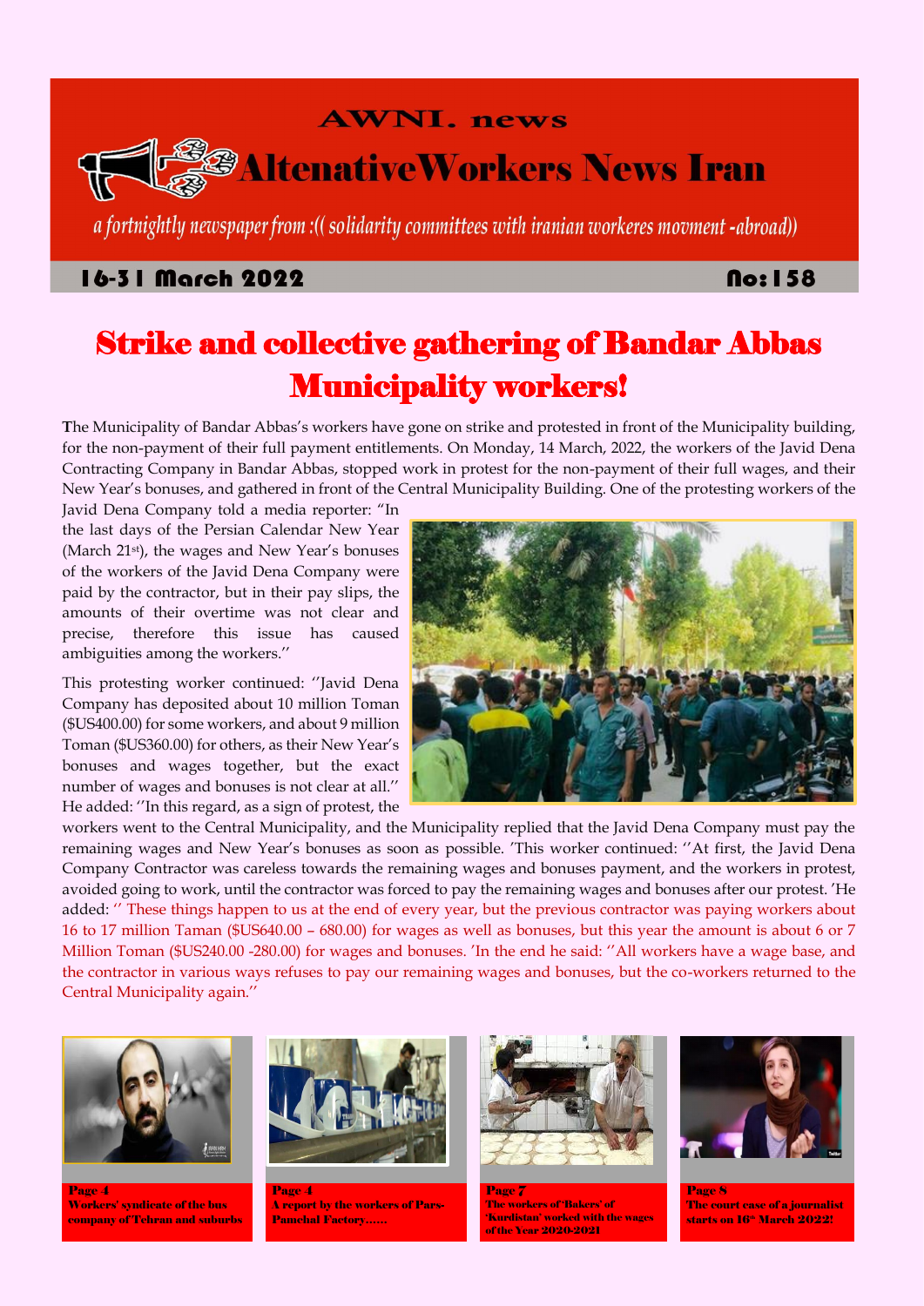AWNI. news

# AltenativeWorkers News Iran

*a fortnightly newspaper from :(( solidarity committees with iranian workeres movment -abroad))*

**16-31 March 2022** **No:158**

# Strike and collective gathering of Bandar Abbas Municipality workers!

**T**he Municipality of Bandar Abbas's workers have gone on strike and protested in front of the Municipality building, for the non-payment of their full payment entitlements. On Monday, 14 March, 2022, the workers of the Javid Dena Contracting Company in Bandar Abbas, stopped work in protest for the non-payment of their full wages, and their New Year's bonuses, and gathered in front of the Central Municipality Building. One of the protesting workers of the Javid Dena Company told a media reporter: "In the last days of the Persian Calendar New Year (March 21st), the wages and New Year's bonuses of the workers of the Javid Dena Company were paid by the contractor, but in their pay slips, the amounts of their overtime was not clear and precise, therefore this issue has caused ambiguities among the workers.''

This protesting worker continued: ''Javid Dena Company has deposited about 10 million Toman ($US400.00) for some workers, and about 9 million Toman ($US360.00) for others, as their New Year's bonuses and wages together, but the exact number of wages and bonuses is not clear at all.'' He added: ''In this regard, as a sign of protest, the workers went to the Central Municipality, and the Municipality replied that the Javid Dena Company must pay the remaining wages and New Year's bonuses as soon as possible. 'This worker continued: ''At first, the Javid Dena Company Contractor was careless towards the remaining wages and bonuses payment, and the workers in protest, avoided going to work, until the contractor was forced to pay the remaining wages and bonuses after our protest. 'He added: '' These things happen to us at the end of every year, but the previous contractor was paying workers about 16 to 17 million Taman ($US640.00 – 680.00) for wages as well as bonuses, but this year the amount is about 6 or 7 Million Toman ($US240.00 -280.00) for wages and bonuses. 'In the end he said: ''All workers have a wage base, and the contractor in various ways refuses to pay our remaining wages and bonuses, but the co-workers returned to the Central Municipality again.''

**Page 4**
**Workers' syndicate of the bus company of Tehran and suburbs**

**Page 4**
**A report by the workers of Pars-Pamchal Factory……**

**Page 7**
**The workers of 'Bakers' of 'Kurdistan' worked with the wages of the Year 2020-2021**

**Page 8**
**The court case of a journalist starts on 16th March 2022!**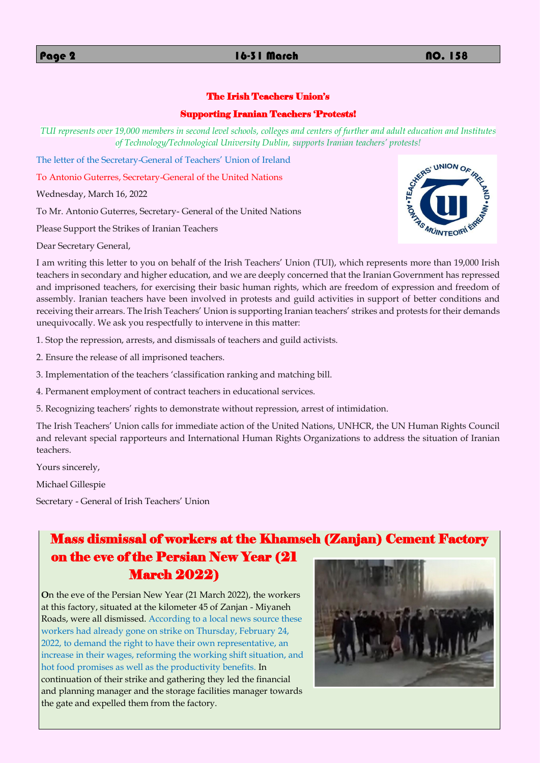## The Irish Teachers Union's

## Supporting Iranian Teachers 'Protests!

*TUI represents over 19,000 members in second level schools, colleges and centers of further and adult education and Institutes of Technology/Technological University Dublin, supports Iranian teachers' protests!*

The letter of the Secretary-General of Teachers' Union of Ireland

To Antonio Guterres, Secretary-General of the United Nations

Wednesday, March 16, 2022

To Mr. Antonio Guterres, Secretary- General of the United Nations

Please Support the Strikes of Iranian Teachers

Dear Secretary General,

I am writing this letter to you on behalf of the Irish Teachers' Union (TUI), which represents more than 19,000 Irish teachers in secondary and higher education, and we are deeply concerned that the Iranian Government has repressed and imprisoned teachers, for exercising their basic human rights, which are freedom of expression and freedom of assembly. Iranian teachers have been involved in protests and guild activities in support of better conditions and receiving their arrears. The Irish Teachers' Union is supporting Iranian teachers' strikes and protests for their demands unequivocally. We ask you respectfully to intervene in this matter:

1. Stop the repression, arrests, and dismissals of teachers and guild activists.
2. Ensure the release of all imprisoned teachers.
3. Implementation of the teachers 'classification ranking and matching bill.
4. Permanent employment of contract teachers in educational services.
5. Recognizing teachers' rights to demonstrate without repression, arrest of intimidation.

The Irish Teachers' Union calls for immediate action of the United Nations, UNHCR, the UN Human Rights Council and relevant special rapporteurs and International Human Rights Organizations to address the situation of Iranian teachers.

Yours sincerely,

Michael Gillespie

Secretary - General of Irish Teachers' Union

## Mass dismissal of workers at the Khamseh (Zanjan) Cement Factory on the eve of the Persian New Year (21 March 2022)

**O**n the eve of the Persian New Year (21 March 2022), the workers at this factory, situated at the kilometer 45 of Zanjan - Miyaneh Roads, were all dismissed. According to a local news source these workers had already gone on strike on Thursday, February 24, 2022, to demand the right to have their own representative, an increase in their wages, reforming the working shift situation, and hot food promises as well as the productivity benefits. In continuation of their strike and gathering they led the financial and planning manager and the storage facilities manager towards the gate and expelled them from the factory.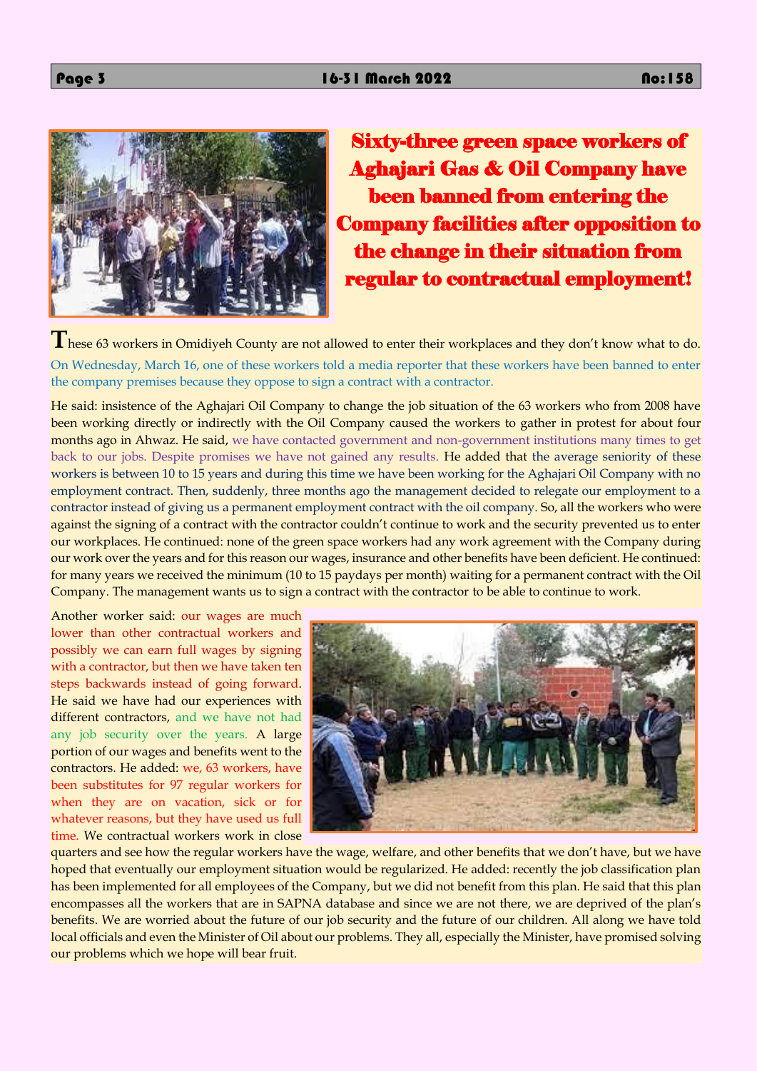# Sixty-three green space workers of Aghajari Gas & Oil Company have been banned from entering the Company facilities after opposition to the change in their situation from regular to contractual employment!

These 63 workers in Omidiyeh County are not allowed to enter their workplaces and they don't know what to do. On Wednesday, March 16, one of these workers told a media reporter that these workers have been banned to enter the company premises because they oppose to sign a contract with a contractor.

He said: insistence of the Aghajari Oil Company to change the job situation of the 63 workers who from 2008 have been working directly or indirectly with the Oil Company caused the workers to gather in protest for about four months ago in Ahwaz. He said, we have contacted government and non-government institutions many times to get back to our jobs. Despite promises we have not gained any results. He added that the average seniority of these workers is between 10 to 15 years and during this time we have been working for the Aghajari Oil Company with no employment contract. Then, suddenly, three months ago the management decided to relegate our employment to a contractor instead of giving us a permanent employment contract with the oil company. So, all the workers who were against the signing of a contract with the contractor couldn't continue to work and the security prevented us to enter our workplaces. He continued: none of the green space workers had any work agreement with the Company during our work over the years and for this reason our wages, insurance and other benefits have been deficient. He continued: for many years we received the minimum (10 to 15 paydays per month) waiting for a permanent contract with the Oil Company. The management wants us to sign a contract with the contractor to be able to continue to work.

Another worker said: our wages are much lower than other contractual workers and possibly we can earn full wages by signing with a contractor, but then we have taken ten steps backwards instead of going forward. He said we have had our experiences with different contractors, and we have not had any job security over the years. A large portion of our wages and benefits went to the contractors. He added: we, 63 workers, have been substitutes for 97 regular workers for when they are on vacation, sick or for whatever reasons, but they have used us full time. We contractual workers work in close quarters and see how the regular workers have the wage, welfare, and other benefits that we don't have, but we have hoped that eventually our employment situation would be regularized. He added: recently the job classification plan has been implemented for all employees of the Company, but we did not benefit from this plan. He said that this plan encompasses all the workers that are in SAPNA database and since we are not there, we are deprived of the plan's benefits. We are worried about the future of our job security and the future of our children. All along we have told local officials and even the Minister of Oil about our problems. They all, especially the Minister, have promised solving our problems which we hope will bear fruit.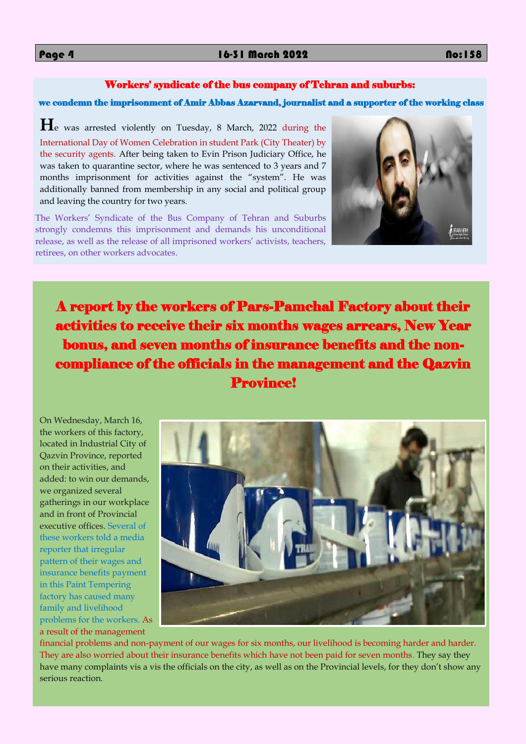## Workers' syndicate of the bus company of Tehran and suburbs:

### we condemn the imprisonment of Amir Abbas Azarvand, journalist and a supporter of the working class

He was arrested violently on Tuesday, 8 March, 2022 during the International Day of Women Celebration in student Park (City Theater) by the security agents. After being taken to Evin Prison Judiciary Office, he was taken to quarantine sector, where he was sentenced to 3 years and 7 months imprisonment for activities against the "system". He was additionally banned from membership in any social and political group and leaving the country for two years.

The Workers' Syndicate of the Bus Company of Tehran and Suburbs strongly condemns this imprisonment and demands his unconditional release, as well as the release of all imprisoned workers' activists, teachers, retirees, on other workers advocates.

## A report by the workers of Pars-Pamchal Factory about their activities to receive their six months wages arrears, New Year bonus, and seven months of insurance benefits and the non-compliance of the officials in the management and the Qazvin Province!

On Wednesday, March 16, the workers of this factory, located in Industrial City of Qazvin Province, reported on their activities, and added: to win our demands, we organized several gatherings in our workplace and in front of Provincial executive offices. Several of these workers told a media reporter that irregular pattern of their wages and insurance benefits payment in this Paint Tempering factory has caused many family and livelihood problems for the workers. As a result of the management financial problems and non-payment of our wages for six months, our livelihood is becoming harder and harder. They are also worried about their insurance benefits which have not been paid for seven months. They say they have many complaints vis a vis the officials on the city, as well as on the Provincial levels, for they don't show any serious reaction.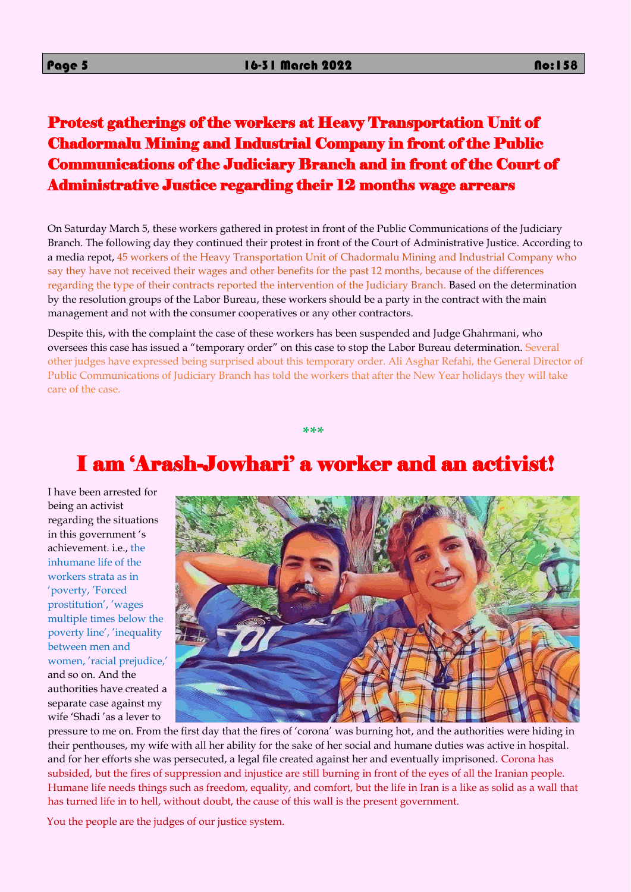# Protest gatherings of the workers at Heavy Transportation Unit of Chadormalu Mining and Industrial Company in front of the Public Communications of the Judiciary Branch and in front of the Court of Administrative Justice regarding their 12 months wage arrears

On Saturday March 5, these workers gathered in protest in front of the Public Communications of the Judiciary Branch. The following day they continued their protest in front of the Court of Administrative Justice. According to a media repot, 45 workers of the Heavy Transportation Unit of Chadormalu Mining and Industrial Company who say they have not received their wages and other benefits for the past 12 months, because of the differences regarding the type of their contracts reported the intervention of the Judiciary Branch. Based on the determination by the resolution groups of the Labor Bureau, these workers should be a party in the contract with the main management and not with the consumer cooperatives or any other contractors.

Despite this, with the complaint the case of these workers has been suspended and Judge Ghahrmani, who oversees this case has issued a "temporary order" on this case to stop the Labor Bureau determination. Several other judges have expressed being surprised about this temporary order. Ali Asghar Refahi, the General Director of Public Communications of Judiciary Branch has told the workers that after the New Year holidays they will take care of the case.

***

# I am 'Arash-Jowhari' a worker and an activist!

I have been arrested for being an activist regarding the situations in this government 's achievement. i.e., the inhumane life of the workers strata as in 'poverty, 'Forced prostitution', 'wages multiple times below the poverty line', 'inequality between men and women, 'racial prejudice,' and so on. And the authorities have created a separate case against my wife 'Shadi 'as a lever to pressure to me on. From the first day that the fires of 'corona' was burning hot, and the authorities were hiding in their penthouses, my wife with all her ability for the sake of her social and humane duties was active in hospital. and for her efforts she was persecuted, a legal file created against her and eventually imprisoned. Corona has subsided, but the fires of suppression and injustice are still burning in front of the eyes of all the Iranian people. Humane life needs things such as freedom, equality, and comfort, but the life in Iran is a like as solid as a wall that has turned life in to hell, without doubt, the cause of this wall is the present government.

You the people are the judges of our justice system.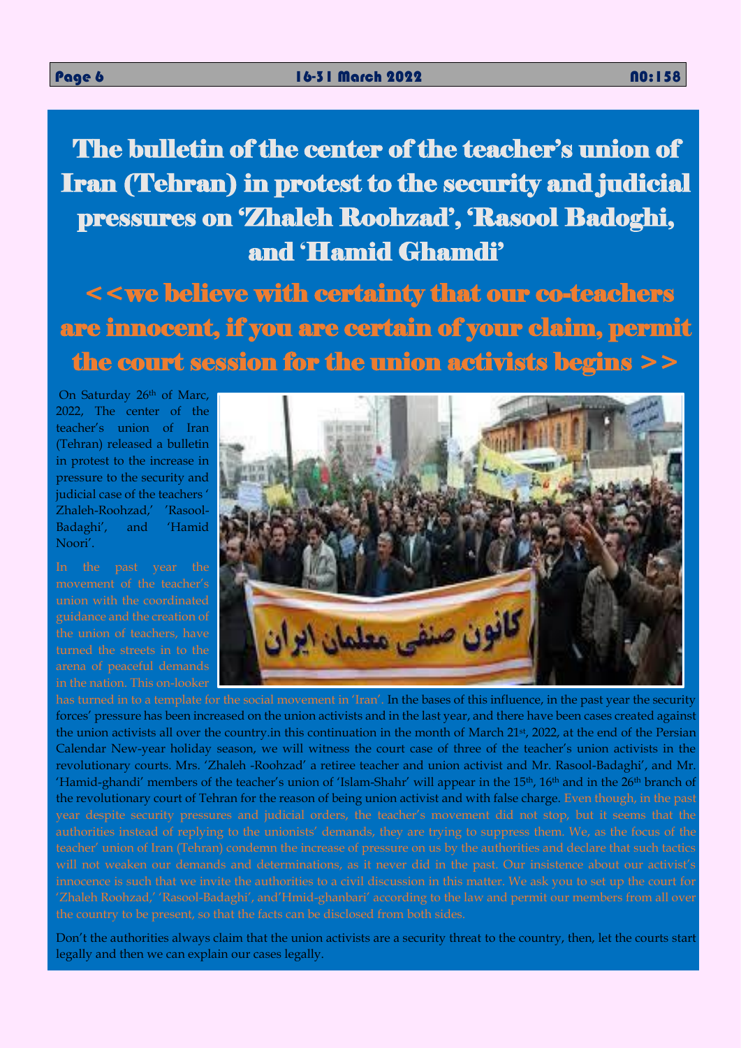# The bulletin of the center of the teacher's union of Iran (Tehran) in protest to the security and judicial pressures on 'Zhaleh Roohzad', 'Rasool Badoghi, and 'Hamid Ghamdi'

## <<we believe with certainty that our co-teachers are innocent, if you are certain of your claim, permit the court session for the union activists begins >>

On Saturday 26th of Marc, 2022, The center of the teacher's union of Iran (Tehran) released a bulletin in protest to the increase in pressure to the security and judicial case of the teachers ' Zhaleh-Roohzad,' 'Rasool-Badaghi', and 'Hamid Noori'.

In the past year the movement of the teacher's union with the coordinated guidance and the creation of the union of teachers, have turned the streets in to the arena of peaceful demands in the nation. This on-looker has turned in to a template for the social movement in 'Iran'. In the bases of this influence, in the past year the security forces' pressure has been increased on the union activists and in the last year, and there have been cases created against the union activists all over the country.in this continuation in the month of March 21st, 2022, at the end of the Persian Calendar New-year holiday season, we will witness the court case of three of the teacher's union activists in the revolutionary courts. Mrs. 'Zhaleh -Roohzad' a retiree teacher and union activist and Mr. Rasool-Badaghi', and Mr. 'Hamid-ghandi' members of the teacher's union of 'Islam-Shahr' will appear in the 15th, 16th and in the 26th branch of the revolutionary court of Tehran for the reason of being union activist and with false charge. Even though, in the past year despite security pressures and judicial orders, the teacher's movement did not stop, but it seems that the authorities instead of replying to the unionists' demands, they are trying to suppress them. We, as the focus of the teacher' union of Iran (Tehran) condemn the increase of pressure on us by the authorities and declare that such tactics will not weaken our demands and determinations, as it never did in the past. Our insistence about our activist's innocence is such that we invite the authorities to a civil discussion in this matter. We ask you to set up the court for 'Zhaleh Roohzad,' 'Rasool-Badaghi', and'Hmid-ghanbari' according to the law and permit our members from all over the country to be present, so that the facts can be disclosed from both sides.

Don't the authorities always claim that the union activists are a security threat to the country, then, let the courts start legally and then we can explain our cases legally.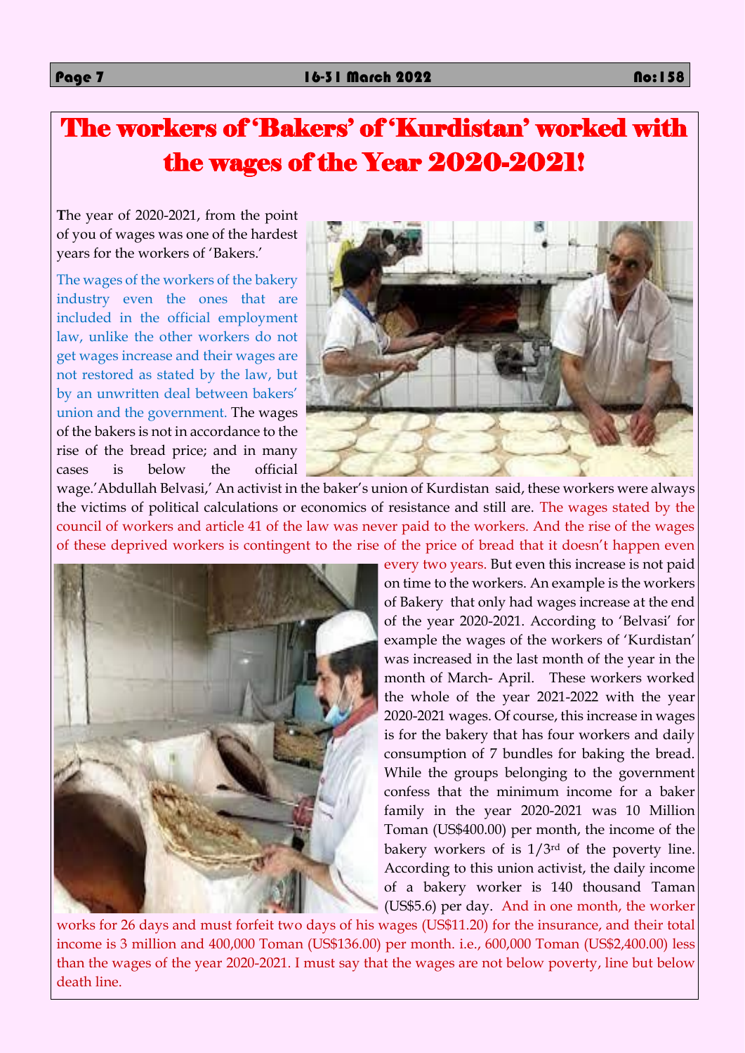# The workers of 'Bakers' of 'Kurdistan' worked with the wages of the Year 2020-2021!

The year of 2020-2021, from the point of you of wages was one of the hardest years for the workers of 'Bakers.'

The wages of the workers of the bakery industry even the ones that are included in the official employment law, unlike the other workers do not get wages increase and their wages are not restored as stated by the law, but by an unwritten deal between bakers' union and the government. The wages of the bakers is not in accordance to the rise of the bread price; and in many cases is below the official wage.'Abdullah Belvasi,' An activist in the baker's union of Kurdistan said, these workers were always the victims of political calculations or economics of resistance and still are. The wages stated by the council of workers and article 41 of the law was never paid to the workers. And the rise of the wages of these deprived workers is contingent to the rise of the price of bread that it doesn't happen even every two years. But even this increase is not paid on time to the workers. An example is the workers of Bakery that only had wages increase at the end of the year 2020-2021. According to 'Belvasi' for example the wages of the workers of 'Kurdistan' was increased in the last month of the year in the month of March- April. These workers worked the whole of the year 2021-2022 with the year 2020-2021 wages. Of course, this increase in wages is for the bakery that has four workers and daily consumption of 7 bundles for baking the bread. While the groups belonging to the government confess that the minimum income for a baker family in the year 2020-2021 was 10 Million Toman (US$400.00) per month, the income of the bakery workers of is 1/3rd of the poverty line. According to this union activist, the daily income of a bakery worker is 140 thousand Taman (US$5.6) per day. And in one month, the worker works for 26 days and must forfeit two days of his wages (US$11.20) for the insurance, and their total income is 3 million and 400,000 Toman (US$136.00) per month. i.e., 600,000 Toman (US$2,400.00) less than the wages of the year 2020-2021. I must say that the wages are not below poverty, line but below death line.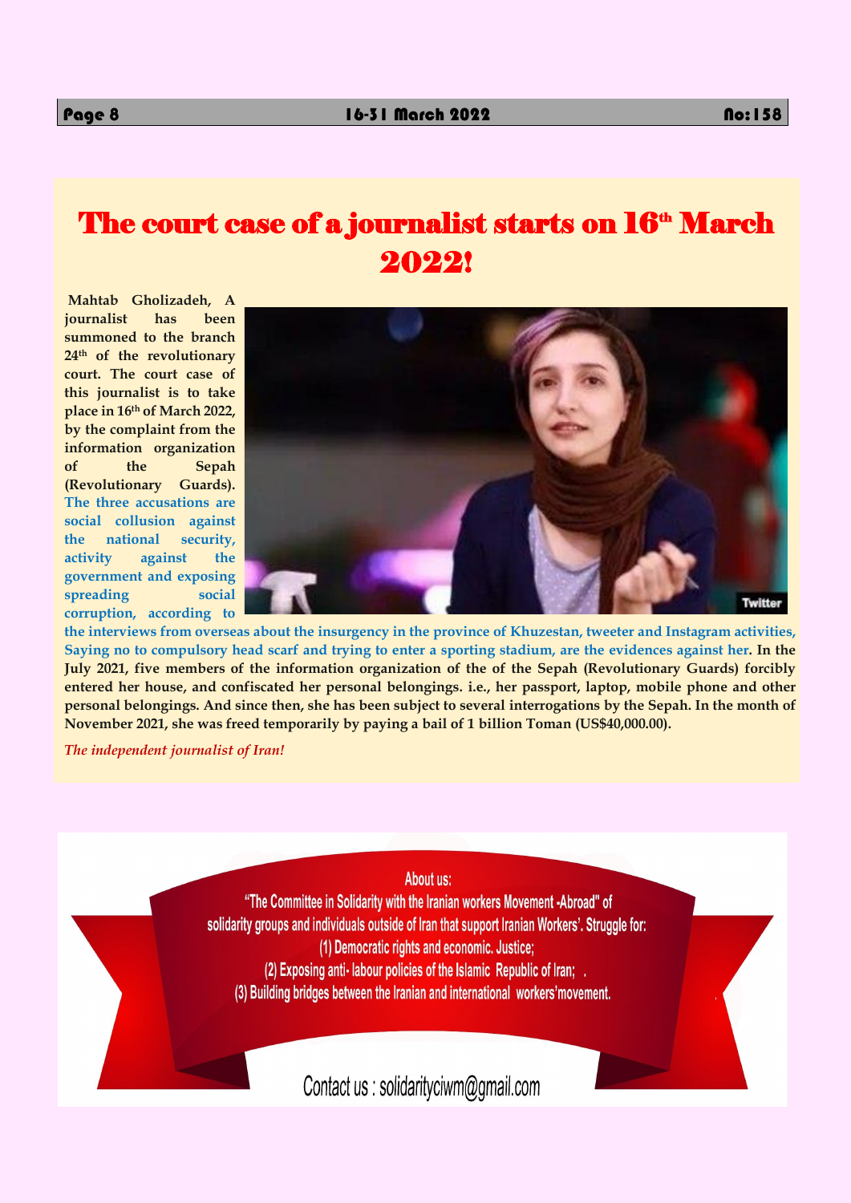# The court case of a journalist starts on 16th March 2022!

**Mahtab Gholizadeh, A journalist has been summoned to the branch 24th of the revolutionary court. The court case of this journalist is to take place in 16th of March 2022, by the complaint from the information organization of the Sepah (Revolutionary Guards). The three accusations are social collusion against the national security, activity against the government and exposing spreading social corruption, according to the interviews from overseas about the insurgency in the province of Khuzestan, tweeter and Instagram activities, Saying no to compulsory head scarf and trying to enter a sporting stadium, are the evidences against her. In the July 2021, five members of the information organization of the of the Sepah (Revolutionary Guards) forcibly entered her house, and confiscated her personal belongings. i.e., her passport, laptop, mobile phone and other personal belongings. And since then, she has been subject to several interrogations by the Sepah. In the month of November 2021, she was freed temporarily by paying a bail of 1 billion Toman (US$40,000.00).**

*The independent journalist of Iran!*

About us:

"The Committee in Solidarity with the Iranian workers Movement -Abroad" of solidarity groups and individuals outside of Iran that support Iranian Workers'. Struggle for:

(1) Democratic rights and economic. Justice;

(2) Exposing anti- labour policies of the Islamic Republic of Iran;

(3) Building bridges between the Iranian and international workers'movement.

Contact us : solidarityciwm@gmail.com